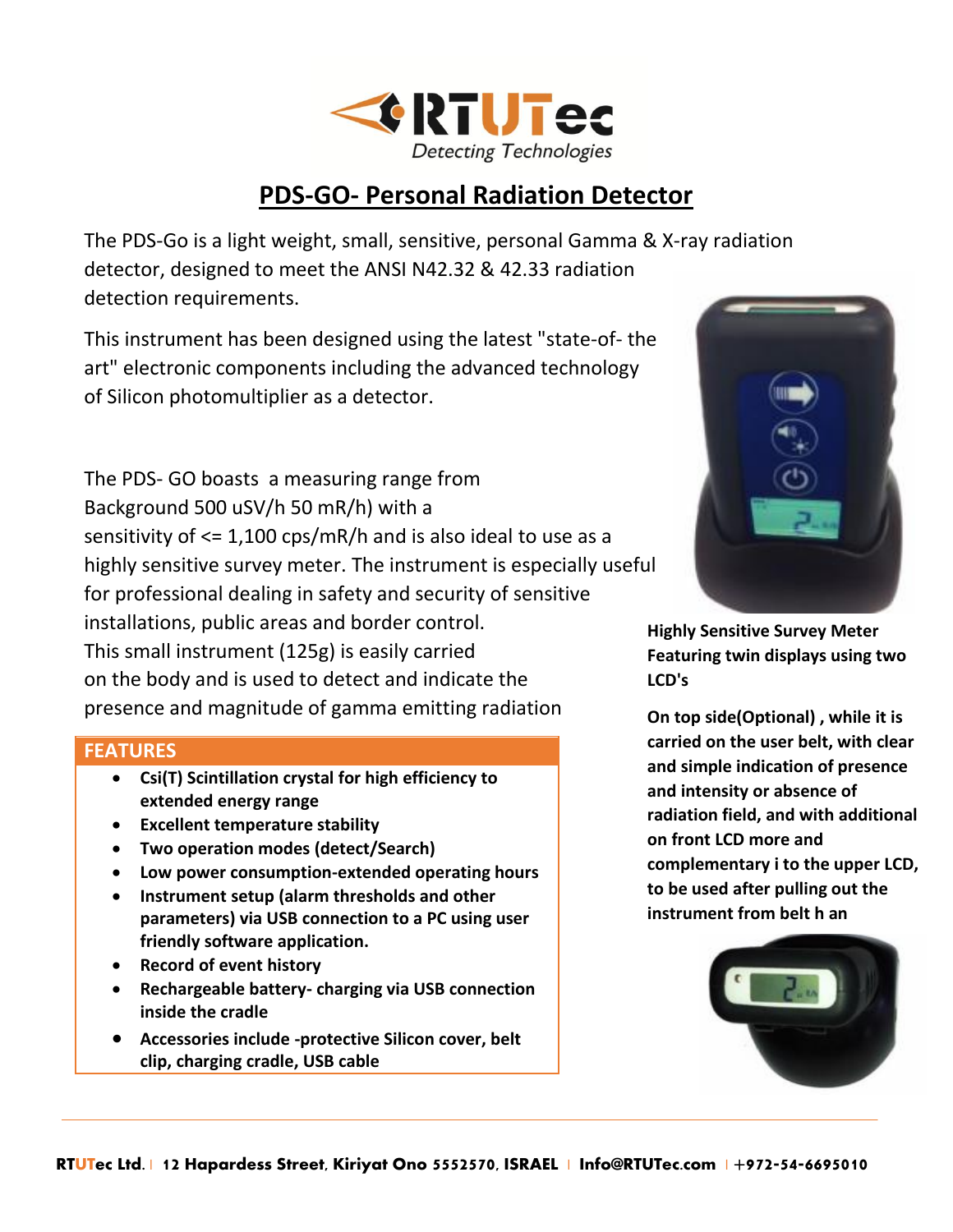RTUTec
Detecting Technologies

# PDS-GO- Personal Radiation Detector

The PDS-Go is a light weight, small, sensitive, personal Gamma & X-ray radiation detector, designed to meet the ANSI N42.32 & 42.33 radiation detection requirements.

This instrument has been designed using the latest "state-of- the art" electronic components including the advanced technology of Silicon photomultiplier as a detector.

The PDS- GO boasts a measuring range from Background 500 uSV/h 50 mR/h) with a sensitivity of <= 1,100 cps/mR/h and is also ideal to use as a highly sensitive survey meter. The instrument is especially useful for professional dealing in safety and security of sensitive installations, public areas and border control.
This small instrument (125g) is easily carried on the body and is used to detect and indicate the presence and magnitude of gamma emitting radiation

**Highly Sensitive Survey Meter Featuring twin displays using two LCD's**

**On top side(Optional) , while it is carried on the user belt, with clear and simple indication of presence and intensity or absence of radiation field, and with additional on front LCD more and complementary i to the upper LCD, to be used after pulling out the instrument from belt h an**

## FEATURES

- **Csi(T) Scintillation crystal for high efficiency to extended energy range**
- **Excellent temperature stability**
- **Two operation modes (detect/Search)**
- **Low power consumption-extended operating hours**
- **Instrument setup (alarm thresholds and other parameters) via USB connection to a PC using user friendly software application.**
- **Record of event history**
- **Rechargeable battery- charging via USB connection inside the cradle**
- **Accessories include -protective Silicon cover, belt clip, charging cradle, USB cable**

**RTUTec Ltd.** | **12 Hapardess Street, Kiriyat Ono 5552570, ISRAEL** | **Info@RTUTec.com** | **+972-54-6695010**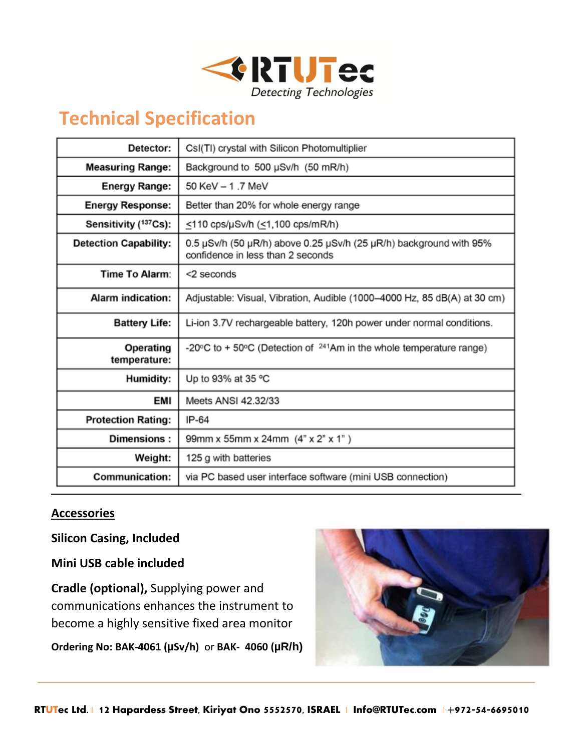RTUTec

*Detecting Technologies*

# Technical Specification

| | |
|---|---|
| **Detector:** | CsI(TI) crystal with Silicon Photomultiplier |
| **Measuring Range:** | Background to 500 µSv/h (50 mR/h) |
| **Energy Range:** | 50 KeV – 1 .7 MeV |
| **Energy Response:** | Better than 20% for whole energy range |
| **Sensitivity ($^{137}$Cs):** | ≤110 cps/µSv/h (≤1,100 cps/mR/h) |
| **Detection Capability:** | 0.5 µSv/h (50 µR/h) above 0.25 µSv/h (25 µR/h) background with 95% confidence in less than 2 seconds |
| **Time To Alarm:** | <2 seconds |
| **Alarm indication:** | Adjustable: Visual, Vibration, Audible (1000–4000 Hz, 85 dB(A) at 30 cm) |
| **Battery Life:** | Li-ion 3.7V rechargeable battery, 120h power under normal conditions. |
| **Operating temperature:** | -20°C to + 50°C (Detection of $^{241}$Am in the whole temperature range) |
| **Humidity:** | Up to 93% at 35 °C |
| **EMI** | Meets ANSI 42.32/33 |
| **Protection Rating:** | IP-64 |
| **Dimensions :** | 99mm x 55mm x 24mm (4" x 2" x 1" ) |
| **Weight:** | 125 g with batteries |
| **Communication:** | via PC based user interface software (mini USB connection) |

## Accessories

**Silicon Casing, Included**

**Mini USB cable included**

**Cradle (optional),** Supplying power and communications enhances the instrument to become a highly sensitive fixed area monitor

**Ordering No: BAK-4061 (µSv/h)** or **BAK- 4060 (µR/h)**

RTUTec Ltd. | 12 Hapardess Street, Kiriyat Ono 5552570, ISRAEL | Info@RTUTec.com | +972-54-6695010